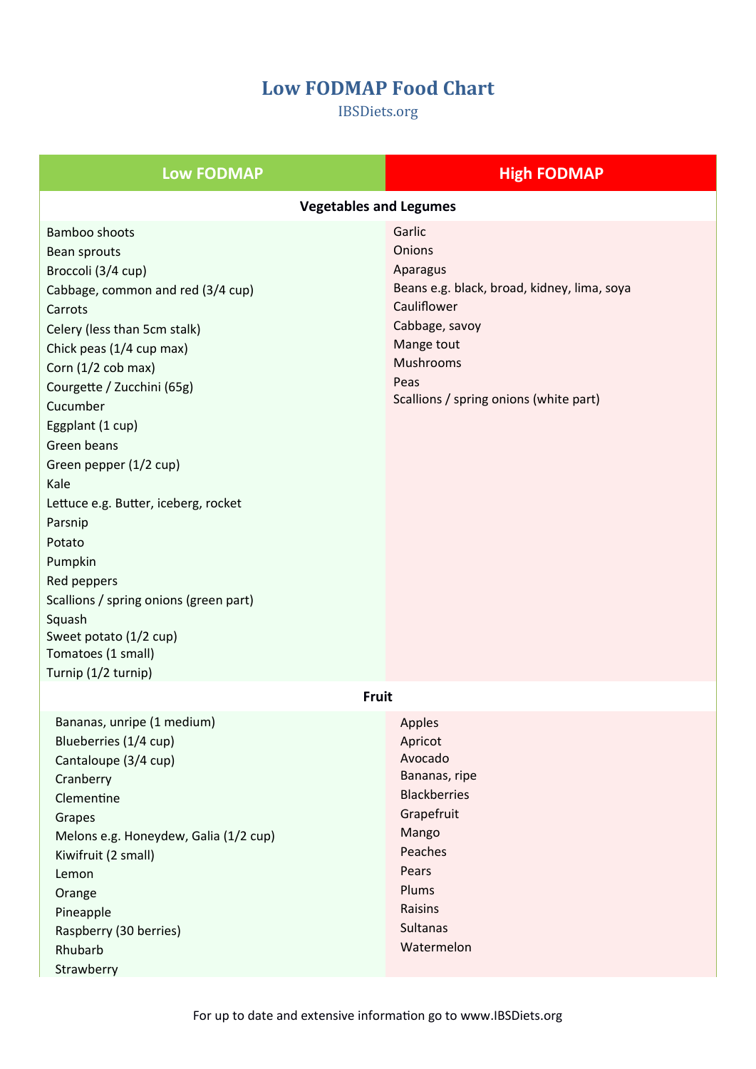# Low FODMAP Food Chart

IBSDiets.org

| Low FODMAP | High FODMAP |
|---|---|
| **Vegetables and Legumes** | |
| Bamboo shoots | Garlic |
| Bean sprouts | Onions |
| Broccoli (3/4 cup) | Aparagus |
| Cabbage, common and red (3/4 cup) | Beans e.g. black, broad, kidney, lima, soya |
| Carrots | Cauliflower |
| Celery (less than 5cm stalk) | Cabbage, savoy |
| Chick peas (1/4 cup max) | Mange tout |
| Corn (1/2 cob max) | Mushrooms |
| Courgette / Zucchini (65g) | Peas |
| Cucumber | Scallions / spring onions (white part) |
| Eggplant (1 cup) | |
| Green beans | |
| Green pepper (1/2 cup) | |
| Kale | |
| Lettuce e.g. Butter, iceberg, rocket | |
| Parsnip | |
| Potato | |
| Pumpkin | |
| Red peppers | |
| Scallions / spring onions (green part) | |
| Squash | |
| Sweet potato (1/2 cup) | |
| Tomatoes (1 small) | |
| Turnip (1/2 turnip) | |
| **Fruit** | |
| Bananas, unripe (1 medium) | Apples |
| Blueberries (1/4 cup) | Apricot |
| Cantaloupe (3/4 cup) | Avocado |
| Cranberry | Bananas, ripe |
| Clementine | Blackberries |
| Grapes | Grapefruit |
| Melons e.g. Honeydew, Galia (1/2 cup) | Mango |
| Kiwifruit (2 small) | Peaches |
| Lemon | Pears |
| Orange | Plums |
| Pineapple | Raisins |
| Raspberry (30 berries) | Sultanas |
| Rhubarb | Watermelon |
| Strawberry | |

For up to date and extensive information go to www.IBSDiets.org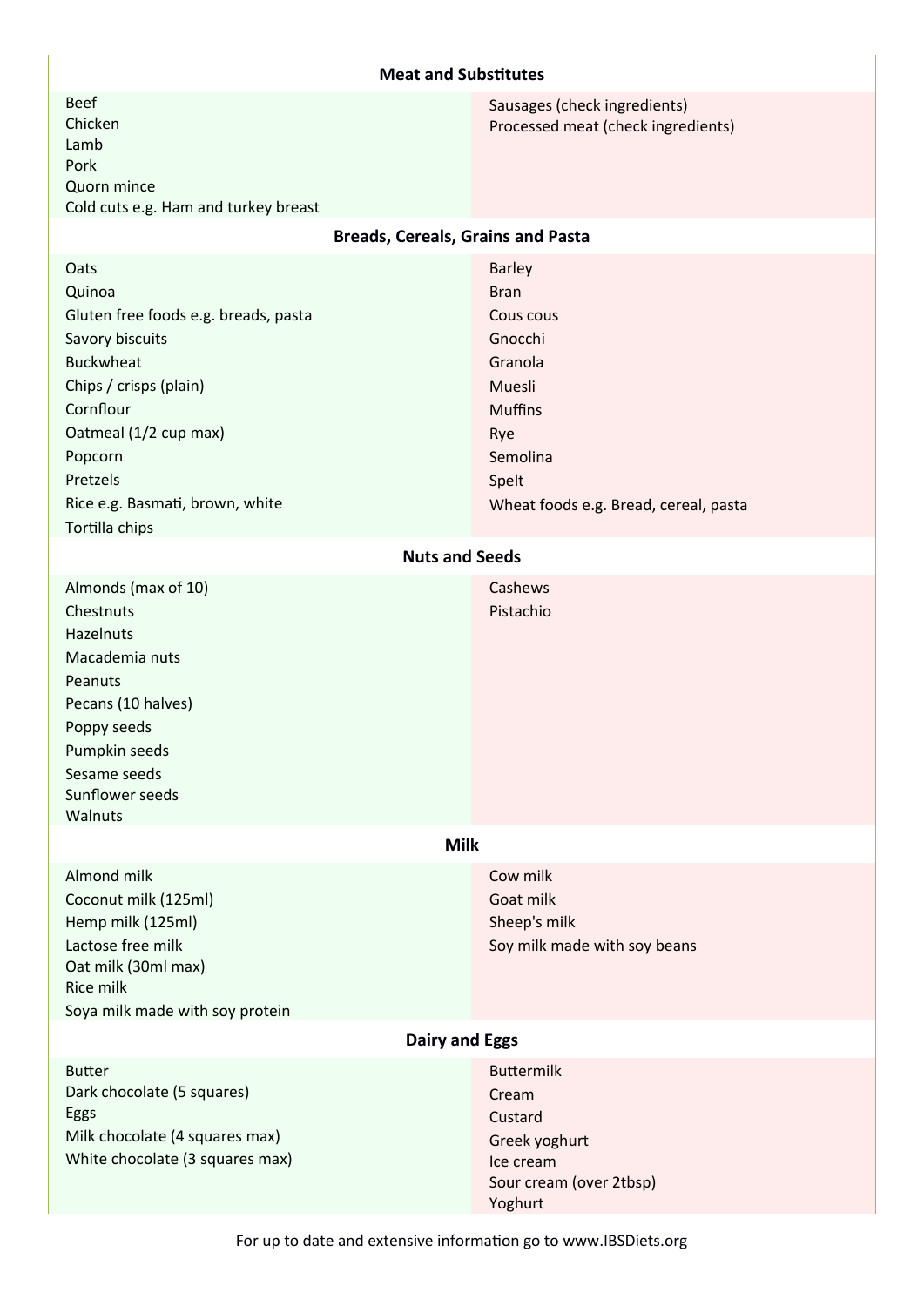| | |
|---|---|
| **Meat and Substitutes** | |
| Beef<br>Chicken<br>Lamb<br>Pork<br>Quorn mince<br>Cold cuts e.g. Ham and turkey breast | Sausages (check ingredients)<br>Processed meat (check ingredients) |
| **Breads, Cereals, Grains and Pasta** | |
| Oats<br>Quinoa<br>Gluten free foods e.g. breads, pasta<br>Savory biscuits<br>Buckwheat<br>Chips / crisps (plain)<br>Cornflour<br>Oatmeal (1/2 cup max)<br>Popcorn<br>Pretzels<br>Rice e.g. Basmati, brown, white<br>Tortilla chips | Barley<br>Bran<br>Cous cous<br>Gnocchi<br>Granola<br>Muesli<br>Muffins<br>Rye<br>Semolina<br>Spelt<br>Wheat foods e.g. Bread, cereal, pasta |
| **Nuts and Seeds** | |
| Almonds (max of 10)<br>Chestnuts<br>Hazelnuts<br>Macademia nuts<br>Peanuts<br>Pecans (10 halves)<br>Poppy seeds<br>Pumpkin seeds<br>Sesame seeds<br>Sunflower seeds<br>Walnuts | Cashews<br>Pistachio |
| **Milk** | |
| Almond milk<br>Coconut milk (125ml)<br>Hemp milk (125ml)<br>Lactose free milk<br>Oat milk (30ml max)<br>Rice milk<br>Soya milk made with soy protein | Cow milk<br>Goat milk<br>Sheep's milk<br>Soy milk made with soy beans |
| **Dairy and Eggs** | |
| Butter<br>Dark chocolate (5 squares)<br>Eggs<br>Milk chocolate (4 squares max)<br>White chocolate (3 squares max) | Buttermilk<br>Cream<br>Custard<br>Greek yoghurt<br>Ice cream<br>Sour cream (over 2tbsp)<br>Yoghurt |

For up to date and extensive information go to www.IBSDiets.org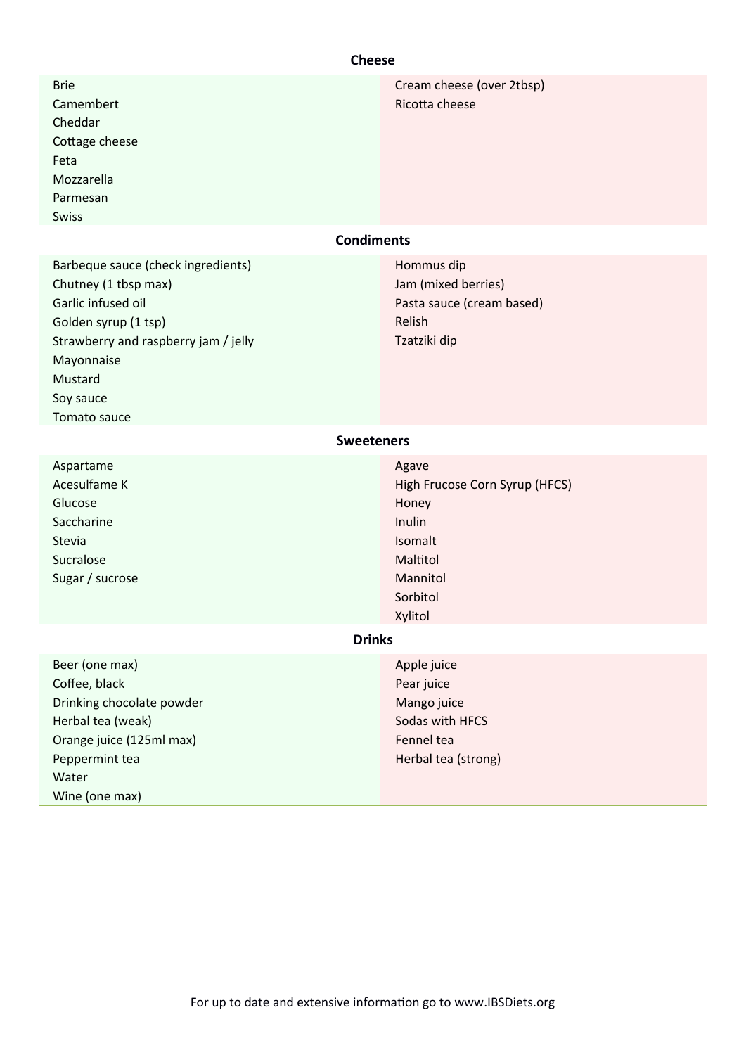| Cheese | |
|---|---|
| Brie<br>Camembert<br>Cheddar<br>Cottage cheese<br>Feta<br>Mozzarella<br>Parmesan<br>Swiss | Cream cheese (over 2tbsp)<br>Ricotta cheese |
| **Condiments** | |
| Barbeque sauce (check ingredients)<br>Chutney (1 tbsp max)<br>Garlic infused oil<br>Golden syrup (1 tsp)<br>Strawberry and raspberry jam / jelly<br>Mayonnaise<br>Mustard<br>Soy sauce<br>Tomato sauce | Hommus dip<br>Jam (mixed berries)<br>Pasta sauce (cream based)<br>Relish<br>Tzatziki dip |
| **Sweeteners** | |
| Aspartame<br>Acesulfame K<br>Glucose<br>Saccharine<br>Stevia<br>Sucralose<br>Sugar / sucrose | Agave<br>High Frucose Corn Syrup (HFCS)<br>Honey<br>Inulin<br>Isomalt<br>Maltitol<br>Mannitol<br>Sorbitol<br>Xylitol |
| **Drinks** | |
| Beer (one max)<br>Coffee, black<br>Drinking chocolate powder<br>Herbal tea (weak)<br>Orange juice (125ml max)<br>Peppermint tea<br>Water<br>Wine (one max) | Apple juice<br>Pear juice<br>Mango juice<br>Sodas with HFCS<br>Fennel tea<br>Herbal tea (strong) |

For up to date and extensive information go to www.IBSDiets.org